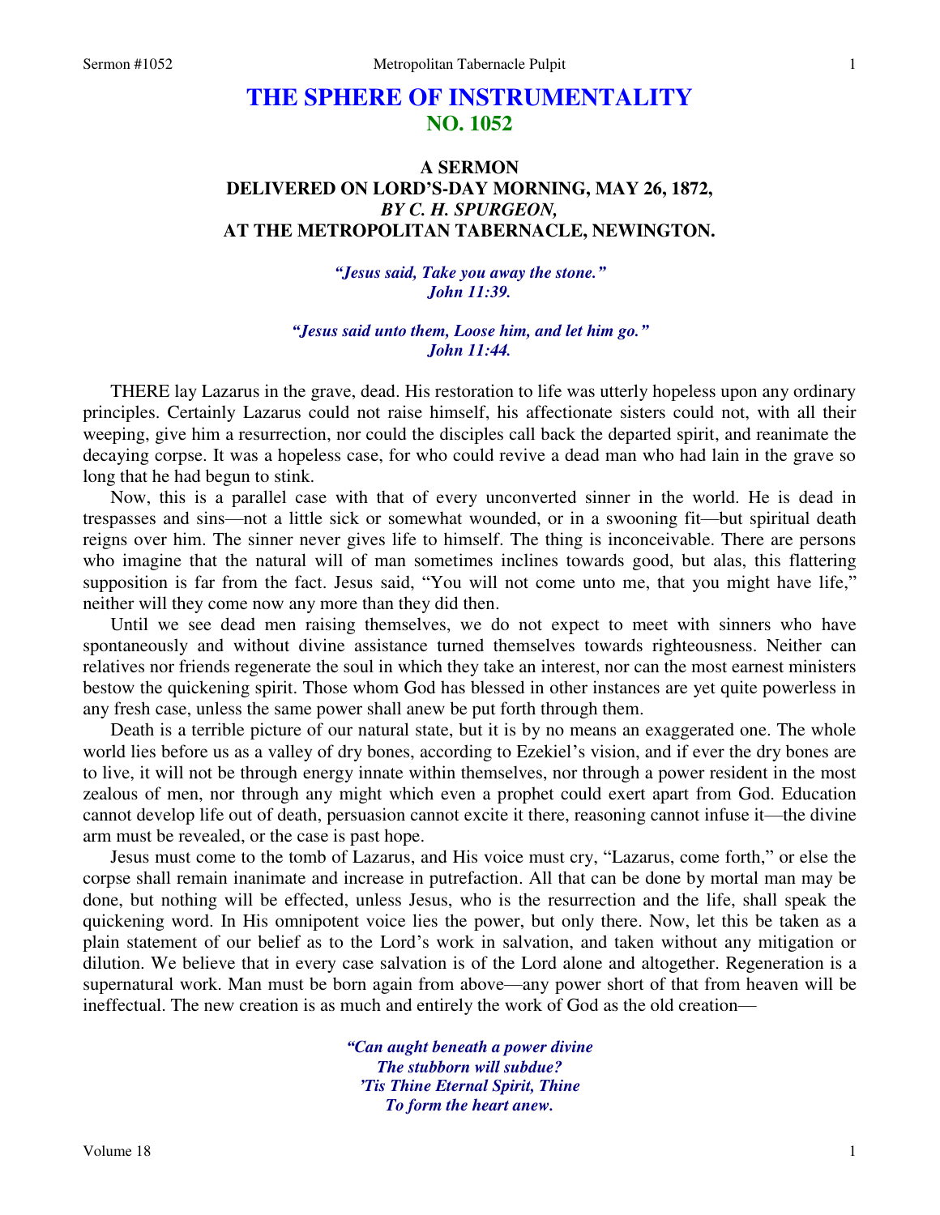# THE SPHERE OF INSTRUMENTALITY
## NO. 1052

### A SERMON
### DELIVERED ON LORD'S-DAY MORNING, MAY 26, 1872,
### *BY C. H. SPURGEON,*
### AT THE METROPOLITAN TABERNACLE, NEWINGTON.

*"Jesus said, Take you away the stone."*
*John 11:39.*

*"Jesus said unto them, Loose him, and let him go."*
*John 11:44.*

THERE lay Lazarus in the grave, dead. His restoration to life was utterly hopeless upon any ordinary principles. Certainly Lazarus could not raise himself, his affectionate sisters could not, with all their weeping, give him a resurrection, nor could the disciples call back the departed spirit, and reanimate the decaying corpse. It was a hopeless case, for who could revive a dead man who had lain in the grave so long that he had begun to stink.

Now, this is a parallel case with that of every unconverted sinner in the world. He is dead in trespasses and sins—not a little sick or somewhat wounded, or in a swooning fit—but spiritual death reigns over him. The sinner never gives life to himself. The thing is inconceivable. There are persons who imagine that the natural will of man sometimes inclines towards good, but alas, this flattering supposition is far from the fact. Jesus said, "You will not come unto me, that you might have life," neither will they come now any more than they did then.

Until we see dead men raising themselves, we do not expect to meet with sinners who have spontaneously and without divine assistance turned themselves towards righteousness. Neither can relatives nor friends regenerate the soul in which they take an interest, nor can the most earnest ministers bestow the quickening spirit. Those whom God has blessed in other instances are yet quite powerless in any fresh case, unless the same power shall anew be put forth through them.

Death is a terrible picture of our natural state, but it is by no means an exaggerated one. The whole world lies before us as a valley of dry bones, according to Ezekiel's vision, and if ever the dry bones are to live, it will not be through energy innate within themselves, nor through a power resident in the most zealous of men, nor through any might which even a prophet could exert apart from God. Education cannot develop life out of death, persuasion cannot excite it there, reasoning cannot infuse it—the divine arm must be revealed, or the case is past hope.

Jesus must come to the tomb of Lazarus, and His voice must cry, "Lazarus, come forth," or else the corpse shall remain inanimate and increase in putrefaction. All that can be done by mortal man may be done, but nothing will be effected, unless Jesus, who is the resurrection and the life, shall speak the quickening word. In His omnipotent voice lies the power, but only there. Now, let this be taken as a plain statement of our belief as to the Lord's work in salvation, and taken without any mitigation or dilution. We believe that in every case salvation is of the Lord alone and altogether. Regeneration is a supernatural work. Man must be born again from above—any power short of that from heaven will be ineffectual. The new creation is as much and entirely the work of God as the old creation—

*"Can aught beneath a power divine*
*The stubborn will subdue?*
*'Tis Thine Eternal Spirit, Thine*
*To form the heart anew.*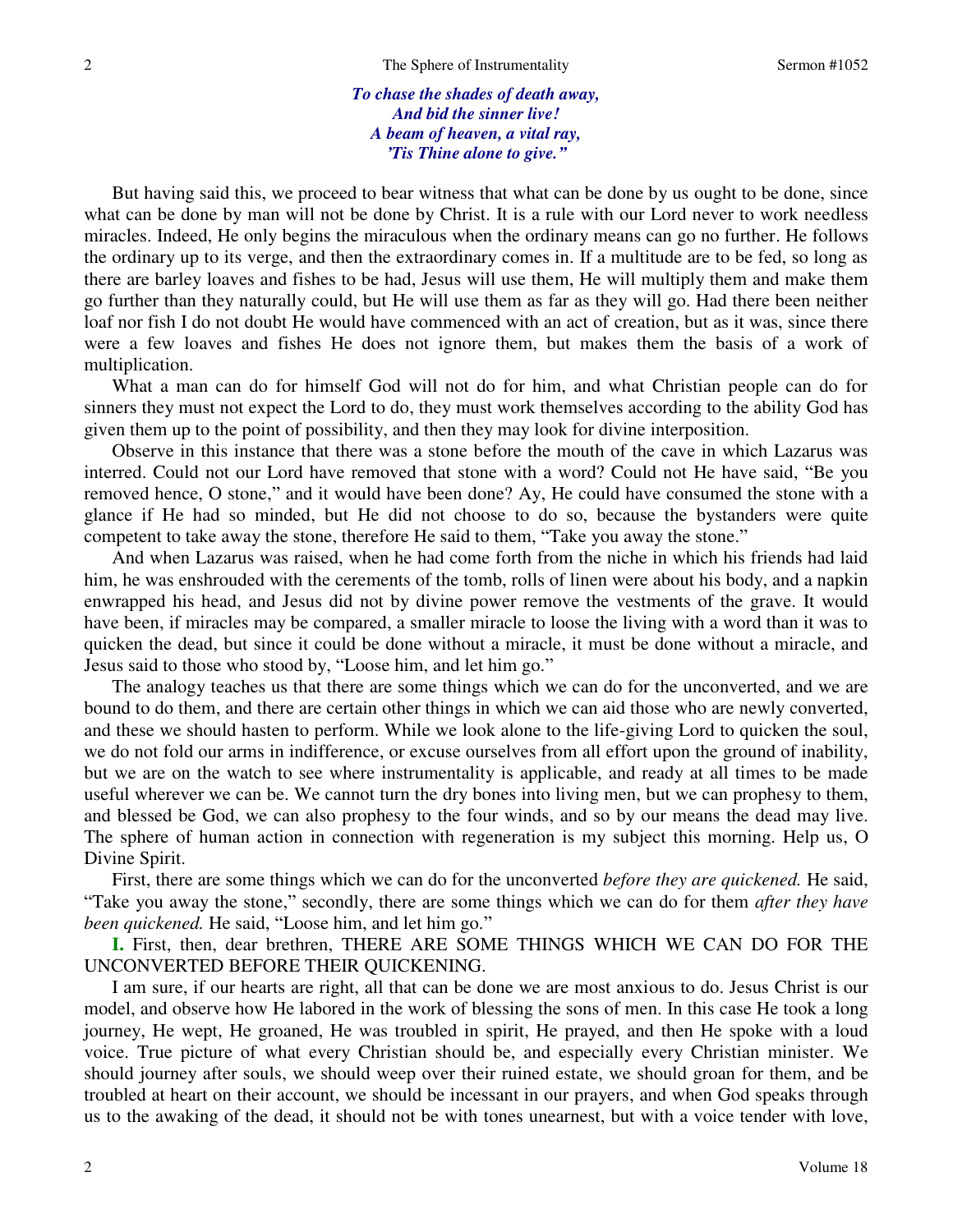*To chase the shades of death away,*
*And bid the sinner live!*
*A beam of heaven, a vital ray,*
*'Tis Thine alone to give."*

But having said this, we proceed to bear witness that what can be done by us ought to be done, since what can be done by man will not be done by Christ. It is a rule with our Lord never to work needless miracles. Indeed, He only begins the miraculous when the ordinary means can go no further. He follows the ordinary up to its verge, and then the extraordinary comes in. If a multitude are to be fed, so long as there are barley loaves and fishes to be had, Jesus will use them, He will multiply them and make them go further than they naturally could, but He will use them as far as they will go. Had there been neither loaf nor fish I do not doubt He would have commenced with an act of creation, but as it was, since there were a few loaves and fishes He does not ignore them, but makes them the basis of a work of multiplication.

What a man can do for himself God will not do for him, and what Christian people can do for sinners they must not expect the Lord to do, they must work themselves according to the ability God has given them up to the point of possibility, and then they may look for divine interposition.

Observe in this instance that there was a stone before the mouth of the cave in which Lazarus was interred. Could not our Lord have removed that stone with a word? Could not He have said, "Be you removed hence, O stone," and it would have been done? Ay, He could have consumed the stone with a glance if He had so minded, but He did not choose to do so, because the bystanders were quite competent to take away the stone, therefore He said to them, "Take you away the stone."

And when Lazarus was raised, when he had come forth from the niche in which his friends had laid him, he was enshrouded with the cerements of the tomb, rolls of linen were about his body, and a napkin enwrapped his head, and Jesus did not by divine power remove the vestments of the grave. It would have been, if miracles may be compared, a smaller miracle to loose the living with a word than it was to quicken the dead, but since it could be done without a miracle, it must be done without a miracle, and Jesus said to those who stood by, "Loose him, and let him go."

The analogy teaches us that there are some things which we can do for the unconverted, and we are bound to do them, and there are certain other things in which we can aid those who are newly converted, and these we should hasten to perform. While we look alone to the life-giving Lord to quicken the soul, we do not fold our arms in indifference, or excuse ourselves from all effort upon the ground of inability, but we are on the watch to see where instrumentality is applicable, and ready at all times to be made useful wherever we can be. We cannot turn the dry bones into living men, but we can prophesy to them, and blessed be God, we can also prophesy to the four winds, and so by our means the dead may live. The sphere of human action in connection with regeneration is my subject this morning. Help us, O Divine Spirit.

First, there are some things which we can do for the unconverted *before they are quickened.* He said, "Take you away the stone," secondly, there are some things which we can do for them *after they have been quickened.* He said, "Loose him, and let him go."

**I.** First, then, dear brethren, THERE ARE SOME THINGS WHICH WE CAN DO FOR THE UNCONVERTED BEFORE THEIR QUICKENING.

I am sure, if our hearts are right, all that can be done we are most anxious to do. Jesus Christ is our model, and observe how He labored in the work of blessing the sons of men. In this case He took a long journey, He wept, He groaned, He was troubled in spirit, He prayed, and then He spoke with a loud voice. True picture of what every Christian should be, and especially every Christian minister. We should journey after souls, we should weep over their ruined estate, we should groan for them, and be troubled at heart on their account, we should be incessant in our prayers, and when God speaks through us to the awaking of the dead, it should not be with tones unearnest, but with a voice tender with love,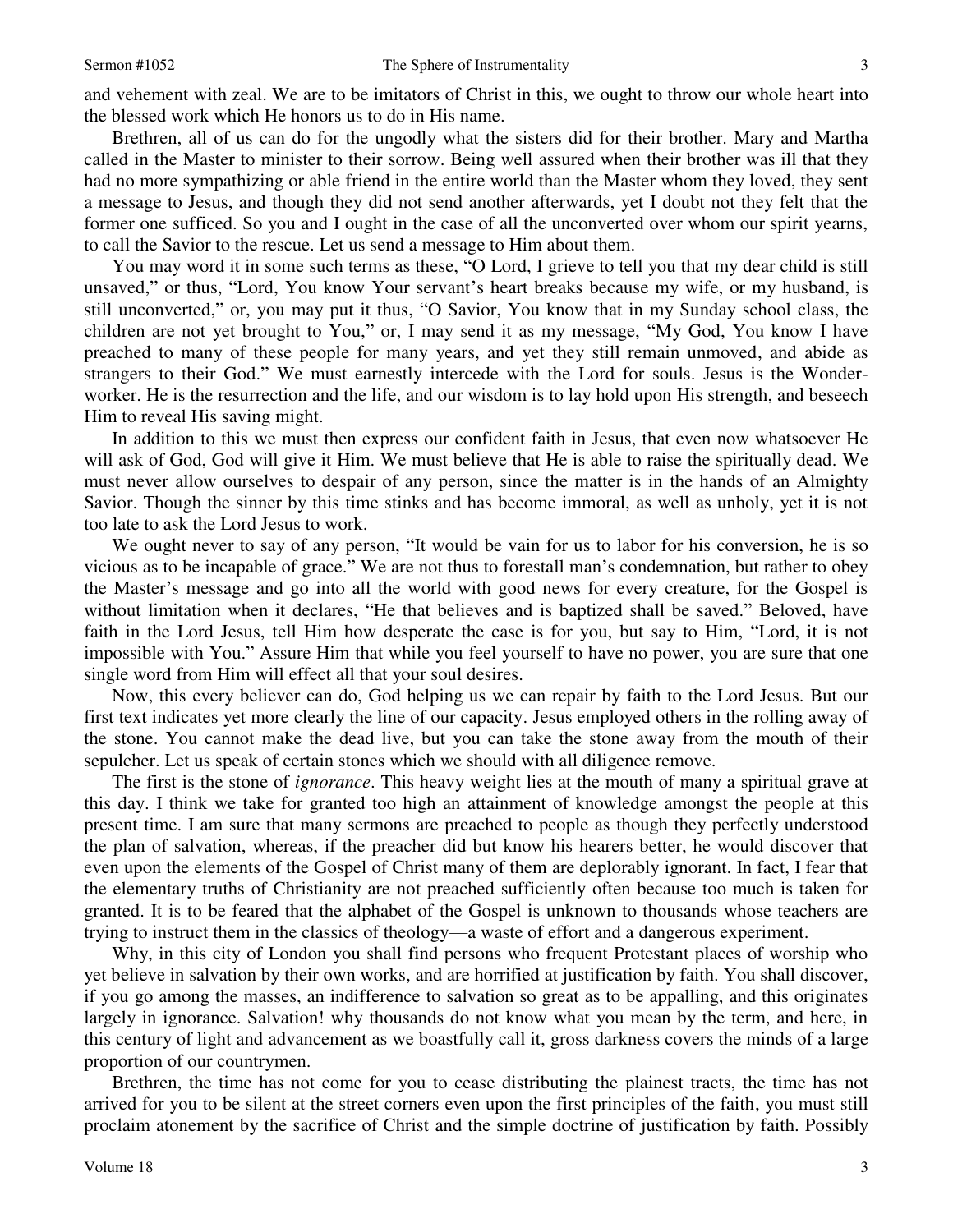and vehement with zeal. We are to be imitators of Christ in this, we ought to throw our whole heart into the blessed work which He honors us to do in His name.

Brethren, all of us can do for the ungodly what the sisters did for their brother. Mary and Martha called in the Master to minister to their sorrow. Being well assured when their brother was ill that they had no more sympathizing or able friend in the entire world than the Master whom they loved, they sent a message to Jesus, and though they did not send another afterwards, yet I doubt not they felt that the former one sufficed. So you and I ought in the case of all the unconverted over whom our spirit yearns, to call the Savior to the rescue. Let us send a message to Him about them.

You may word it in some such terms as these, "O Lord, I grieve to tell you that my dear child is still unsaved," or thus, "Lord, You know Your servant's heart breaks because my wife, or my husband, is still unconverted," or, you may put it thus, "O Savior, You know that in my Sunday school class, the children are not yet brought to You," or, I may send it as my message, "My God, You know I have preached to many of these people for many years, and yet they still remain unmoved, and abide as strangers to their God." We must earnestly intercede with the Lord for souls. Jesus is the Wonder-worker. He is the resurrection and the life, and our wisdom is to lay hold upon His strength, and beseech Him to reveal His saving might.

In addition to this we must then express our confident faith in Jesus, that even now whatsoever He will ask of God, God will give it Him. We must believe that He is able to raise the spiritually dead. We must never allow ourselves to despair of any person, since the matter is in the hands of an Almighty Savior. Though the sinner by this time stinks and has become immoral, as well as unholy, yet it is not too late to ask the Lord Jesus to work.

We ought never to say of any person, "It would be vain for us to labor for his conversion, he is so vicious as to be incapable of grace." We are not thus to forestall man's condemnation, but rather to obey the Master's message and go into all the world with good news for every creature, for the Gospel is without limitation when it declares, "He that believes and is baptized shall be saved." Beloved, have faith in the Lord Jesus, tell Him how desperate the case is for you, but say to Him, "Lord, it is not impossible with You." Assure Him that while you feel yourself to have no power, you are sure that one single word from Him will effect all that your soul desires.

Now, this every believer can do, God helping us we can repair by faith to the Lord Jesus. But our first text indicates yet more clearly the line of our capacity. Jesus employed others in the rolling away of the stone. You cannot make the dead live, but you can take the stone away from the mouth of their sepulcher. Let us speak of certain stones which we should with all diligence remove.

The first is the stone of *ignorance*. This heavy weight lies at the mouth of many a spiritual grave at this day. I think we take for granted too high an attainment of knowledge amongst the people at this present time. I am sure that many sermons are preached to people as though they perfectly understood the plan of salvation, whereas, if the preacher did but know his hearers better, he would discover that even upon the elements of the Gospel of Christ many of them are deplorably ignorant. In fact, I fear that the elementary truths of Christianity are not preached sufficiently often because too much is taken for granted. It is to be feared that the alphabet of the Gospel is unknown to thousands whose teachers are trying to instruct them in the classics of theology—a waste of effort and a dangerous experiment.

Why, in this city of London you shall find persons who frequent Protestant places of worship who yet believe in salvation by their own works, and are horrified at justification by faith. You shall discover, if you go among the masses, an indifference to salvation so great as to be appalling, and this originates largely in ignorance. Salvation! why thousands do not know what you mean by the term, and here, in this century of light and advancement as we boastfully call it, gross darkness covers the minds of a large proportion of our countrymen.

Brethren, the time has not come for you to cease distributing the plainest tracts, the time has not arrived for you to be silent at the street corners even upon the first principles of the faith, you must still proclaim atonement by the sacrifice of Christ and the simple doctrine of justification by faith. Possibly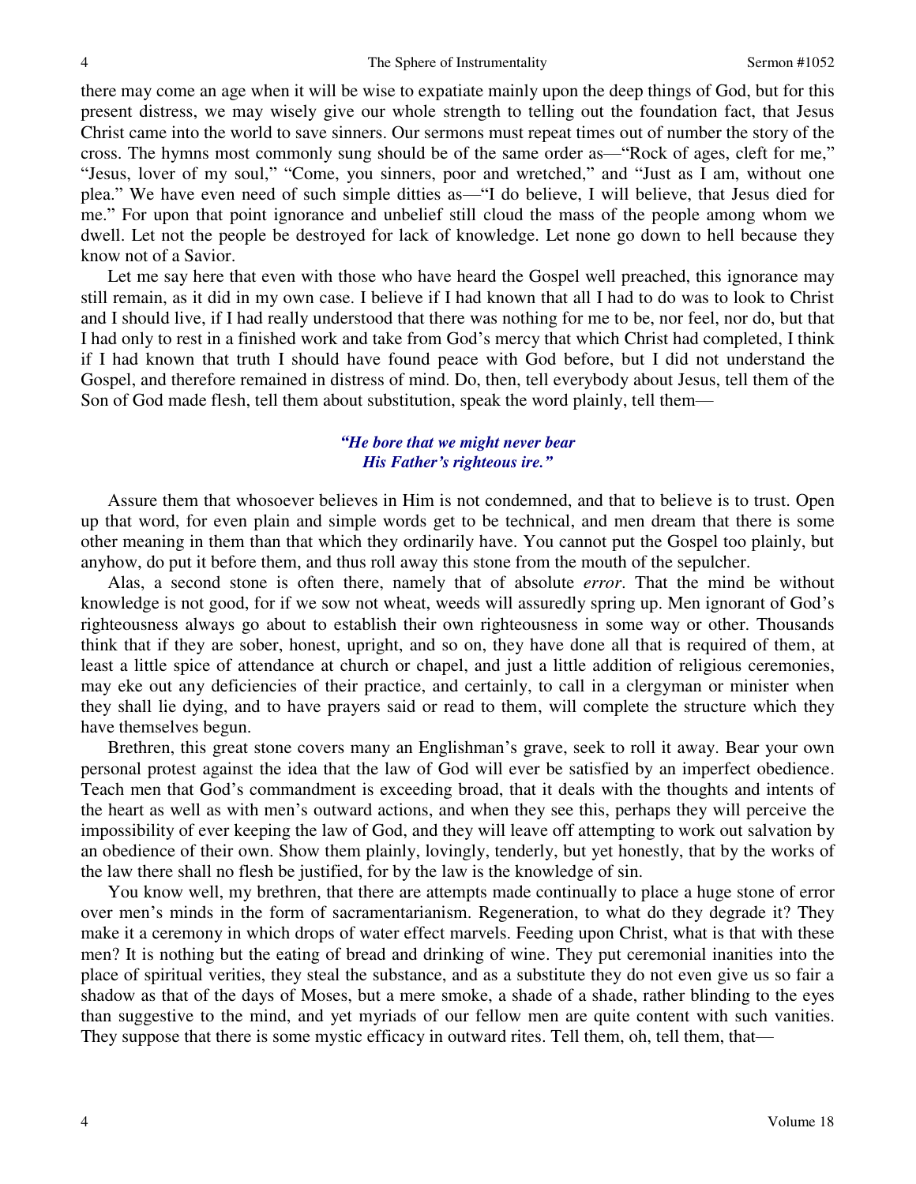there may come an age when it will be wise to expatiate mainly upon the deep things of God, but for this present distress, we may wisely give our whole strength to telling out the foundation fact, that Jesus Christ came into the world to save sinners. Our sermons must repeat times out of number the story of the cross. The hymns most commonly sung should be of the same order as—"Rock of ages, cleft for me," "Jesus, lover of my soul," "Come, you sinners, poor and wretched," and "Just as I am, without one plea." We have even need of such simple ditties as—"I do believe, I will believe, that Jesus died for me." For upon that point ignorance and unbelief still cloud the mass of the people among whom we dwell. Let not the people be destroyed for lack of knowledge. Let none go down to hell because they know not of a Savior.

Let me say here that even with those who have heard the Gospel well preached, this ignorance may still remain, as it did in my own case. I believe if I had known that all I had to do was to look to Christ and I should live, if I had really understood that there was nothing for me to be, nor feel, nor do, but that I had only to rest in a finished work and take from God's mercy that which Christ had completed, I think if I had known that truth I should have found peace with God before, but I did not understand the Gospel, and therefore remained in distress of mind. Do, then, tell everybody about Jesus, tell them of the Son of God made flesh, tell them about substitution, speak the word plainly, tell them—

> ***"He bore that we might never bear***
> ***His Father's righteous ire."***

Assure them that whosoever believes in Him is not condemned, and that to believe is to trust. Open up that word, for even plain and simple words get to be technical, and men dream that there is some other meaning in them than that which they ordinarily have. You cannot put the Gospel too plainly, but anyhow, do put it before them, and thus roll away this stone from the mouth of the sepulcher.

Alas, a second stone is often there, namely that of absolute *error*. That the mind be without knowledge is not good, for if we sow not wheat, weeds will assuredly spring up. Men ignorant of God's righteousness always go about to establish their own righteousness in some way or other. Thousands think that if they are sober, honest, upright, and so on, they have done all that is required of them, at least a little spice of attendance at church or chapel, and just a little addition of religious ceremonies, may eke out any deficiencies of their practice, and certainly, to call in a clergyman or minister when they shall lie dying, and to have prayers said or read to them, will complete the structure which they have themselves begun.

Brethren, this great stone covers many an Englishman's grave, seek to roll it away. Bear your own personal protest against the idea that the law of God will ever be satisfied by an imperfect obedience. Teach men that God's commandment is exceeding broad, that it deals with the thoughts and intents of the heart as well as with men's outward actions, and when they see this, perhaps they will perceive the impossibility of ever keeping the law of God, and they will leave off attempting to work out salvation by an obedience of their own. Show them plainly, lovingly, tenderly, but yet honestly, that by the works of the law there shall no flesh be justified, for by the law is the knowledge of sin.

You know well, my brethren, that there are attempts made continually to place a huge stone of error over men's minds in the form of sacramentarianism. Regeneration, to what do they degrade it? They make it a ceremony in which drops of water effect marvels. Feeding upon Christ, what is that with these men? It is nothing but the eating of bread and drinking of wine. They put ceremonial inanities into the place of spiritual verities, they steal the substance, and as a substitute they do not even give us so fair a shadow as that of the days of Moses, but a mere smoke, a shade of a shade, rather blinding to the eyes than suggestive to the mind, and yet myriads of our fellow men are quite content with such vanities. They suppose that there is some mystic efficacy in outward rites. Tell them, oh, tell them, that—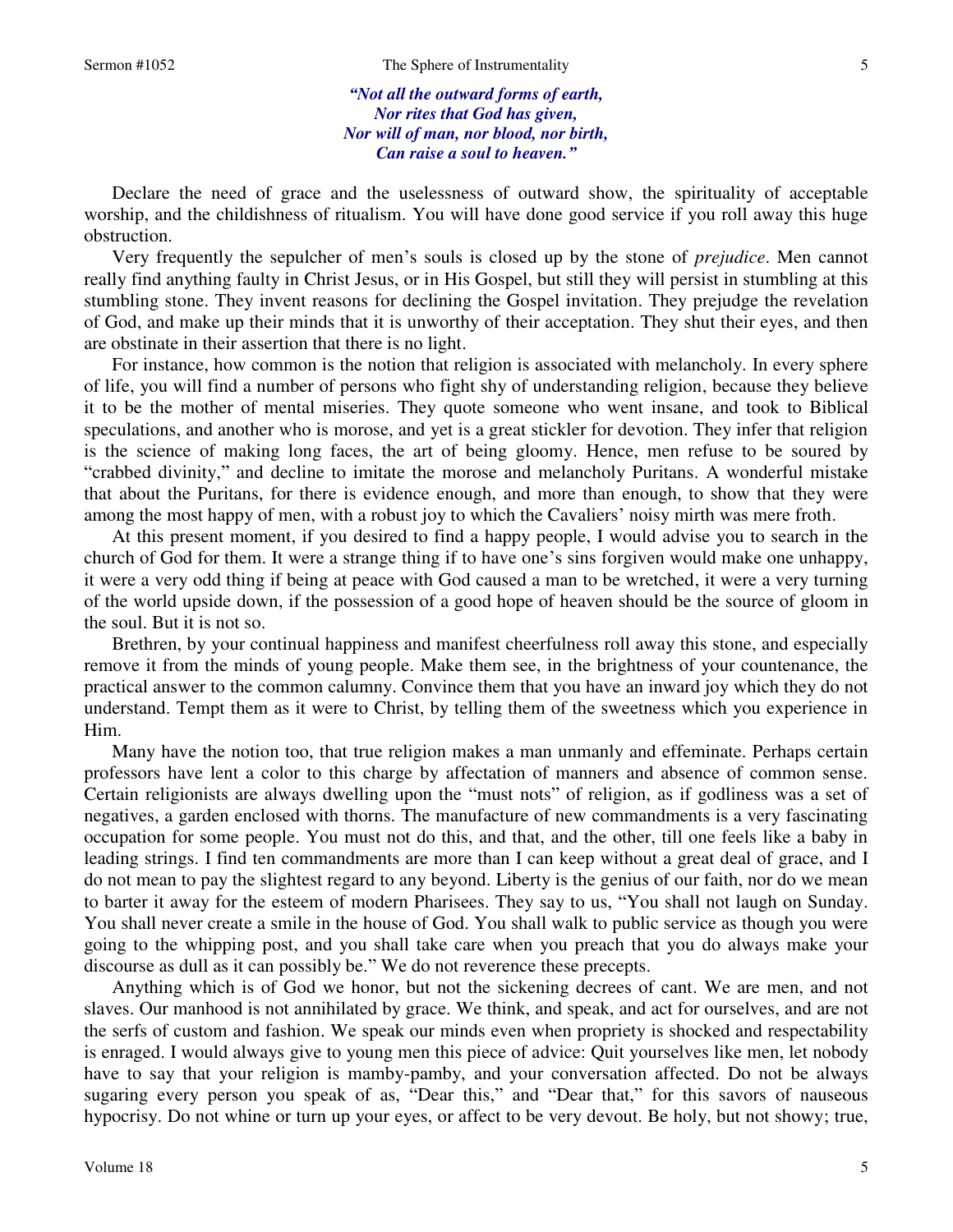*"Not all the outward forms of earth,*
*Nor rites that God has given,*
*Nor will of man, nor blood, nor birth,*
*Can raise a soul to heaven."*

Declare the need of grace and the uselessness of outward show, the spirituality of acceptable worship, and the childishness of ritualism. You will have done good service if you roll away this huge obstruction.

Very frequently the sepulcher of men's souls is closed up by the stone of *prejudice*. Men cannot really find anything faulty in Christ Jesus, or in His Gospel, but still they will persist in stumbling at this stumbling stone. They invent reasons for declining the Gospel invitation. They prejudge the revelation of God, and make up their minds that it is unworthy of their acceptation. They shut their eyes, and then are obstinate in their assertion that there is no light.

For instance, how common is the notion that religion is associated with melancholy. In every sphere of life, you will find a number of persons who fight shy of understanding religion, because they believe it to be the mother of mental miseries. They quote someone who went insane, and took to Biblical speculations, and another who is morose, and yet is a great stickler for devotion. They infer that religion is the science of making long faces, the art of being gloomy. Hence, men refuse to be soured by "crabbed divinity," and decline to imitate the morose and melancholy Puritans. A wonderful mistake that about the Puritans, for there is evidence enough, and more than enough, to show that they were among the most happy of men, with a robust joy to which the Cavaliers' noisy mirth was mere froth.

At this present moment, if you desired to find a happy people, I would advise you to search in the church of God for them. It were a strange thing if to have one's sins forgiven would make one unhappy, it were a very odd thing if being at peace with God caused a man to be wretched, it were a very turning of the world upside down, if the possession of a good hope of heaven should be the source of gloom in the soul. But it is not so.

Brethren, by your continual happiness and manifest cheerfulness roll away this stone, and especially remove it from the minds of young people. Make them see, in the brightness of your countenance, the practical answer to the common calumny. Convince them that you have an inward joy which they do not understand. Tempt them as it were to Christ, by telling them of the sweetness which you experience in Him.

Many have the notion too, that true religion makes a man unmanly and effeminate. Perhaps certain professors have lent a color to this charge by affectation of manners and absence of common sense. Certain religionists are always dwelling upon the "must nots" of religion, as if godliness was a set of negatives, a garden enclosed with thorns. The manufacture of new commandments is a very fascinating occupation for some people. You must not do this, and that, and the other, till one feels like a baby in leading strings. I find ten commandments are more than I can keep without a great deal of grace, and I do not mean to pay the slightest regard to any beyond. Liberty is the genius of our faith, nor do we mean to barter it away for the esteem of modern Pharisees. They say to us, "You shall not laugh on Sunday. You shall never create a smile in the house of God. You shall walk to public service as though you were going to the whipping post, and you shall take care when you preach that you do always make your discourse as dull as it can possibly be." We do not reverence these precepts.

Anything which is of God we honor, but not the sickening decrees of cant. We are men, and not slaves. Our manhood is not annihilated by grace. We think, and speak, and act for ourselves, and are not the serfs of custom and fashion. We speak our minds even when propriety is shocked and respectability is enraged. I would always give to young men this piece of advice: Quit yourselves like men, let nobody have to say that your religion is mamby-pamby, and your conversation affected. Do not be always sugaring every person you speak of as, "Dear this," and "Dear that," for this savors of nauseous hypocrisy. Do not whine or turn up your eyes, or affect to be very devout. Be holy, but not showy; true,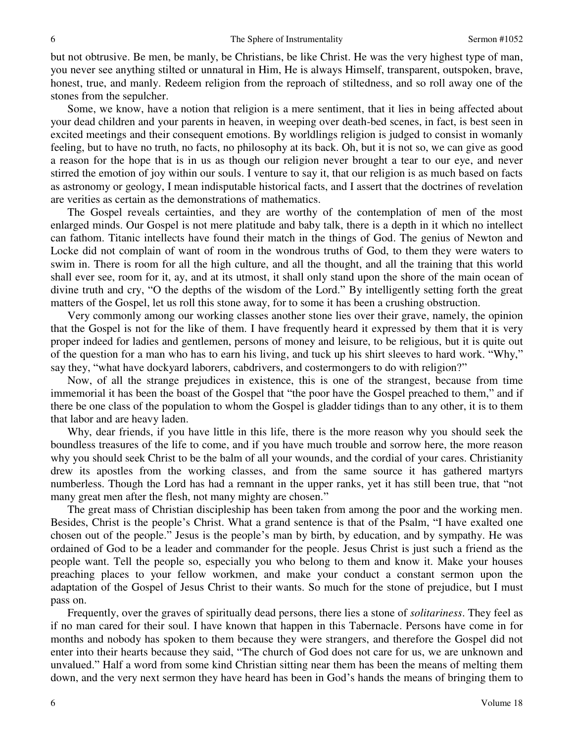but not obtrusive. Be men, be manly, be Christians, be like Christ. He was the very highest type of man, you never see anything stilted or unnatural in Him, He is always Himself, transparent, outspoken, brave, honest, true, and manly. Redeem religion from the reproach of stiltedness, and so roll away one of the stones from the sepulcher.

Some, we know, have a notion that religion is a mere sentiment, that it lies in being affected about your dead children and your parents in heaven, in weeping over death-bed scenes, in fact, is best seen in excited meetings and their consequent emotions. By worldlings religion is judged to consist in womanly feeling, but to have no truth, no facts, no philosophy at its back. Oh, but it is not so, we can give as good a reason for the hope that is in us as though our religion never brought a tear to our eye, and never stirred the emotion of joy within our souls. I venture to say it, that our religion is as much based on facts as astronomy or geology, I mean indisputable historical facts, and I assert that the doctrines of revelation are verities as certain as the demonstrations of mathematics.

The Gospel reveals certainties, and they are worthy of the contemplation of men of the most enlarged minds. Our Gospel is not mere platitude and baby talk, there is a depth in it which no intellect can fathom. Titanic intellects have found their match in the things of God. The genius of Newton and Locke did not complain of want of room in the wondrous truths of God, to them they were waters to swim in. There is room for all the high culture, and all the thought, and all the training that this world shall ever see, room for it, ay, and at its utmost, it shall only stand upon the shore of the main ocean of divine truth and cry, "O the depths of the wisdom of the Lord." By intelligently setting forth the great matters of the Gospel, let us roll this stone away, for to some it has been a crushing obstruction.

Very commonly among our working classes another stone lies over their grave, namely, the opinion that the Gospel is not for the like of them. I have frequently heard it expressed by them that it is very proper indeed for ladies and gentlemen, persons of money and leisure, to be religious, but it is quite out of the question for a man who has to earn his living, and tuck up his shirt sleeves to hard work. "Why," say they, "what have dockyard laborers, cabdrivers, and costermongers to do with religion?"

Now, of all the strange prejudices in existence, this is one of the strangest, because from time immemorial it has been the boast of the Gospel that "the poor have the Gospel preached to them," and if there be one class of the population to whom the Gospel is gladder tidings than to any other, it is to them that labor and are heavy laden.

Why, dear friends, if you have little in this life, there is the more reason why you should seek the boundless treasures of the life to come, and if you have much trouble and sorrow here, the more reason why you should seek Christ to be the balm of all your wounds, and the cordial of your cares. Christianity drew its apostles from the working classes, and from the same source it has gathered martyrs numberless. Though the Lord has had a remnant in the upper ranks, yet it has still been true, that "not many great men after the flesh, not many mighty are chosen."

The great mass of Christian discipleship has been taken from among the poor and the working men. Besides, Christ is the people's Christ. What a grand sentence is that of the Psalm, "I have exalted one chosen out of the people." Jesus is the people's man by birth, by education, and by sympathy. He was ordained of God to be a leader and commander for the people. Jesus Christ is just such a friend as the people want. Tell the people so, especially you who belong to them and know it. Make your houses preaching places to your fellow workmen, and make your conduct a constant sermon upon the adaptation of the Gospel of Jesus Christ to their wants. So much for the stone of prejudice, but I must pass on.

Frequently, over the graves of spiritually dead persons, there lies a stone of *solitariness*. They feel as if no man cared for their soul. I have known that happen in this Tabernacle. Persons have come in for months and nobody has spoken to them because they were strangers, and therefore the Gospel did not enter into their hearts because they said, "The church of God does not care for us, we are unknown and unvalued." Half a word from some kind Christian sitting near them has been the means of melting them down, and the very next sermon they have heard has been in God's hands the means of bringing them to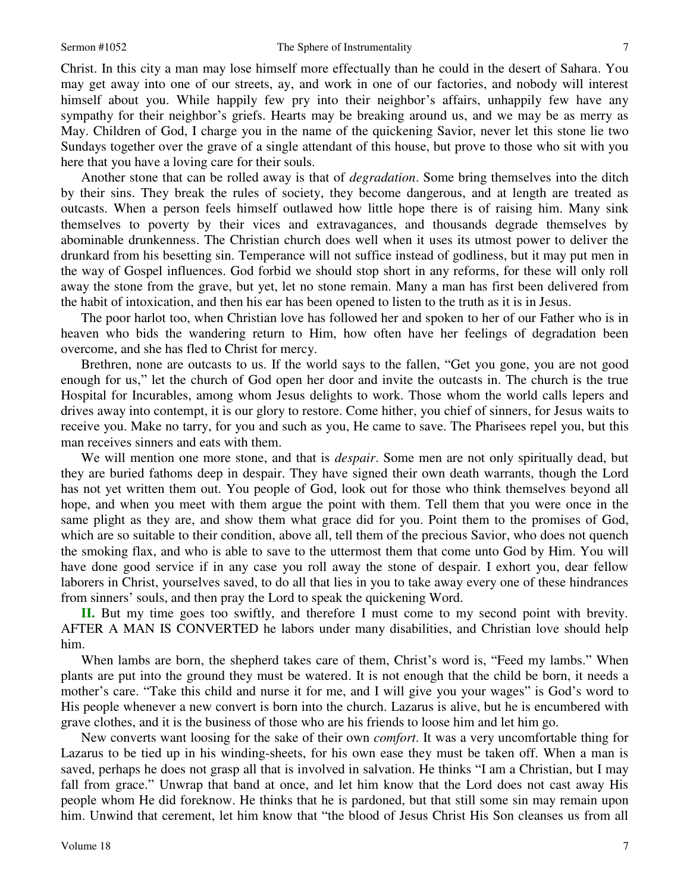Christ. In this city a man may lose himself more effectually than he could in the desert of Sahara. You may get away into one of our streets, ay, and work in one of our factories, and nobody will interest himself about you. While happily few pry into their neighbor's affairs, unhappily few have any sympathy for their neighbor's griefs. Hearts may be breaking around us, and we may be as merry as May. Children of God, I charge you in the name of the quickening Savior, never let this stone lie two Sundays together over the grave of a single attendant of this house, but prove to those who sit with you here that you have a loving care for their souls.

Another stone that can be rolled away is that of *degradation*. Some bring themselves into the ditch by their sins. They break the rules of society, they become dangerous, and at length are treated as outcasts. When a person feels himself outlawed how little hope there is of raising him. Many sink themselves to poverty by their vices and extravagances, and thousands degrade themselves by abominable drunkenness. The Christian church does well when it uses its utmost power to deliver the drunkard from his besetting sin. Temperance will not suffice instead of godliness, but it may put men in the way of Gospel influences. God forbid we should stop short in any reforms, for these will only roll away the stone from the grave, but yet, let no stone remain. Many a man has first been delivered from the habit of intoxication, and then his ear has been opened to listen to the truth as it is in Jesus.

The poor harlot too, when Christian love has followed her and spoken to her of our Father who is in heaven who bids the wandering return to Him, how often have her feelings of degradation been overcome, and she has fled to Christ for mercy.

Brethren, none are outcasts to us. If the world says to the fallen, "Get you gone, you are not good enough for us," let the church of God open her door and invite the outcasts in. The church is the true Hospital for Incurables, among whom Jesus delights to work. Those whom the world calls lepers and drives away into contempt, it is our glory to restore. Come hither, you chief of sinners, for Jesus waits to receive you. Make no tarry, for you and such as you, He came to save. The Pharisees repel you, but this man receives sinners and eats with them.

We will mention one more stone, and that is *despair*. Some men are not only spiritually dead, but they are buried fathoms deep in despair. They have signed their own death warrants, though the Lord has not yet written them out. You people of God, look out for those who think themselves beyond all hope, and when you meet with them argue the point with them. Tell them that you were once in the same plight as they are, and show them what grace did for you. Point them to the promises of God, which are so suitable to their condition, above all, tell them of the precious Savior, who does not quench the smoking flax, and who is able to save to the uttermost them that come unto God by Him. You will have done good service if in any case you roll away the stone of despair. I exhort you, dear fellow laborers in Christ, yourselves saved, to do all that lies in you to take away every one of these hindrances from sinners' souls, and then pray the Lord to speak the quickening Word.

**II.** But my time goes too swiftly, and therefore I must come to my second point with brevity. AFTER A MAN IS CONVERTED he labors under many disabilities, and Christian love should help him.

When lambs are born, the shepherd takes care of them, Christ's word is, "Feed my lambs." When plants are put into the ground they must be watered. It is not enough that the child be born, it needs a mother's care. "Take this child and nurse it for me, and I will give you your wages" is God's word to His people whenever a new convert is born into the church. Lazarus is alive, but he is encumbered with grave clothes, and it is the business of those who are his friends to loose him and let him go.

New converts want loosing for the sake of their own *comfort*. It was a very uncomfortable thing for Lazarus to be tied up in his winding-sheets, for his own ease they must be taken off. When a man is saved, perhaps he does not grasp all that is involved in salvation. He thinks "I am a Christian, but I may fall from grace." Unwrap that band at once, and let him know that the Lord does not cast away His people whom He did foreknow. He thinks that he is pardoned, but that still some sin may remain upon him. Unwind that cerement, let him know that "the blood of Jesus Christ His Son cleanses us from all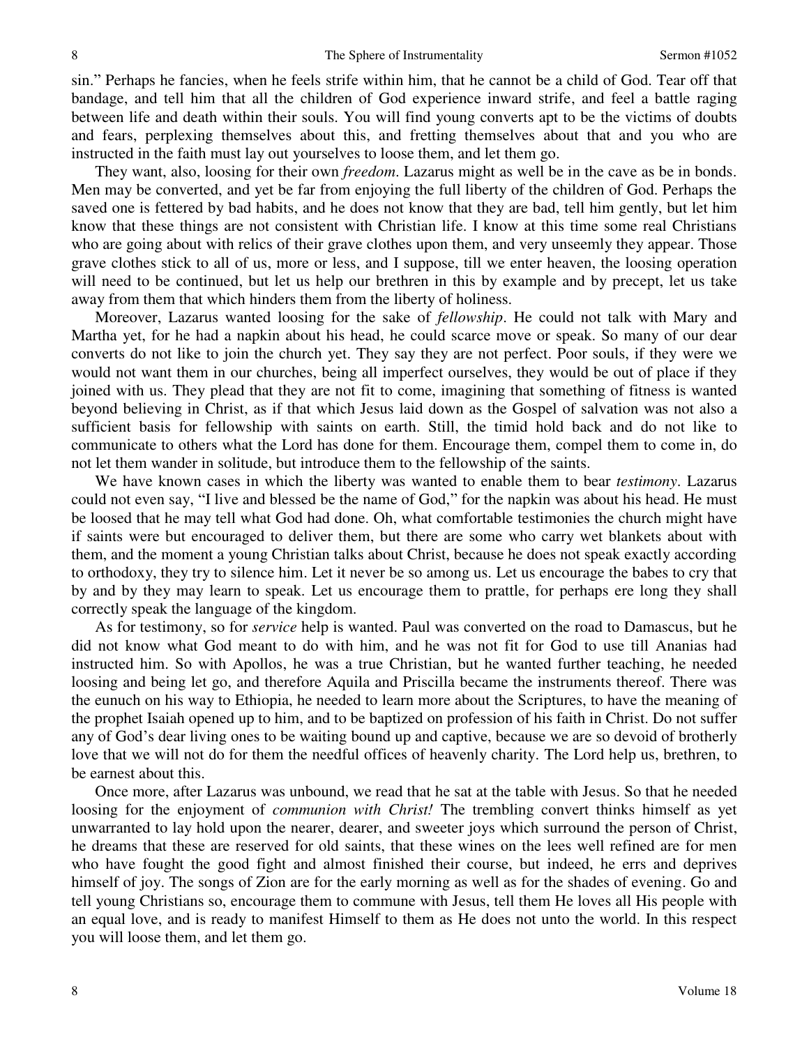sin." Perhaps he fancies, when he feels strife within him, that he cannot be a child of God. Tear off that bandage, and tell him that all the children of God experience inward strife, and feel a battle raging between life and death within their souls. You will find young converts apt to be the victims of doubts and fears, perplexing themselves about this, and fretting themselves about that and you who are instructed in the faith must lay out yourselves to loose them, and let them go.

They want, also, loosing for their own *freedom*. Lazarus might as well be in the cave as be in bonds. Men may be converted, and yet be far from enjoying the full liberty of the children of God. Perhaps the saved one is fettered by bad habits, and he does not know that they are bad, tell him gently, but let him know that these things are not consistent with Christian life. I know at this time some real Christians who are going about with relics of their grave clothes upon them, and very unseemly they appear. Those grave clothes stick to all of us, more or less, and I suppose, till we enter heaven, the loosing operation will need to be continued, but let us help our brethren in this by example and by precept, let us take away from them that which hinders them from the liberty of holiness.

Moreover, Lazarus wanted loosing for the sake of *fellowship*. He could not talk with Mary and Martha yet, for he had a napkin about his head, he could scarce move or speak. So many of our dear converts do not like to join the church yet. They say they are not perfect. Poor souls, if they were we would not want them in our churches, being all imperfect ourselves, they would be out of place if they joined with us. They plead that they are not fit to come, imagining that something of fitness is wanted beyond believing in Christ, as if that which Jesus laid down as the Gospel of salvation was not also a sufficient basis for fellowship with saints on earth. Still, the timid hold back and do not like to communicate to others what the Lord has done for them. Encourage them, compel them to come in, do not let them wander in solitude, but introduce them to the fellowship of the saints.

We have known cases in which the liberty was wanted to enable them to bear *testimony*. Lazarus could not even say, "I live and blessed be the name of God," for the napkin was about his head. He must be loosed that he may tell what God had done. Oh, what comfortable testimonies the church might have if saints were but encouraged to deliver them, but there are some who carry wet blankets about with them, and the moment a young Christian talks about Christ, because he does not speak exactly according to orthodoxy, they try to silence him. Let it never be so among us. Let us encourage the babes to cry that by and by they may learn to speak. Let us encourage them to prattle, for perhaps ere long they shall correctly speak the language of the kingdom.

As for testimony, so for *service* help is wanted. Paul was converted on the road to Damascus, but he did not know what God meant to do with him, and he was not fit for God to use till Ananias had instructed him. So with Apollos, he was a true Christian, but he wanted further teaching, he needed loosing and being let go, and therefore Aquila and Priscilla became the instruments thereof. There was the eunuch on his way to Ethiopia, he needed to learn more about the Scriptures, to have the meaning of the prophet Isaiah opened up to him, and to be baptized on profession of his faith in Christ. Do not suffer any of God's dear living ones to be waiting bound up and captive, because we are so devoid of brotherly love that we will not do for them the needful offices of heavenly charity. The Lord help us, brethren, to be earnest about this.

Once more, after Lazarus was unbound, we read that he sat at the table with Jesus. So that he needed loosing for the enjoyment of *communion with Christ!* The trembling convert thinks himself as yet unwarranted to lay hold upon the nearer, dearer, and sweeter joys which surround the person of Christ, he dreams that these are reserved for old saints, that these wines on the lees well refined are for men who have fought the good fight and almost finished their course, but indeed, he errs and deprives himself of joy. The songs of Zion are for the early morning as well as for the shades of evening. Go and tell young Christians so, encourage them to commune with Jesus, tell them He loves all His people with an equal love, and is ready to manifest Himself to them as He does not unto the world. In this respect you will loose them, and let them go.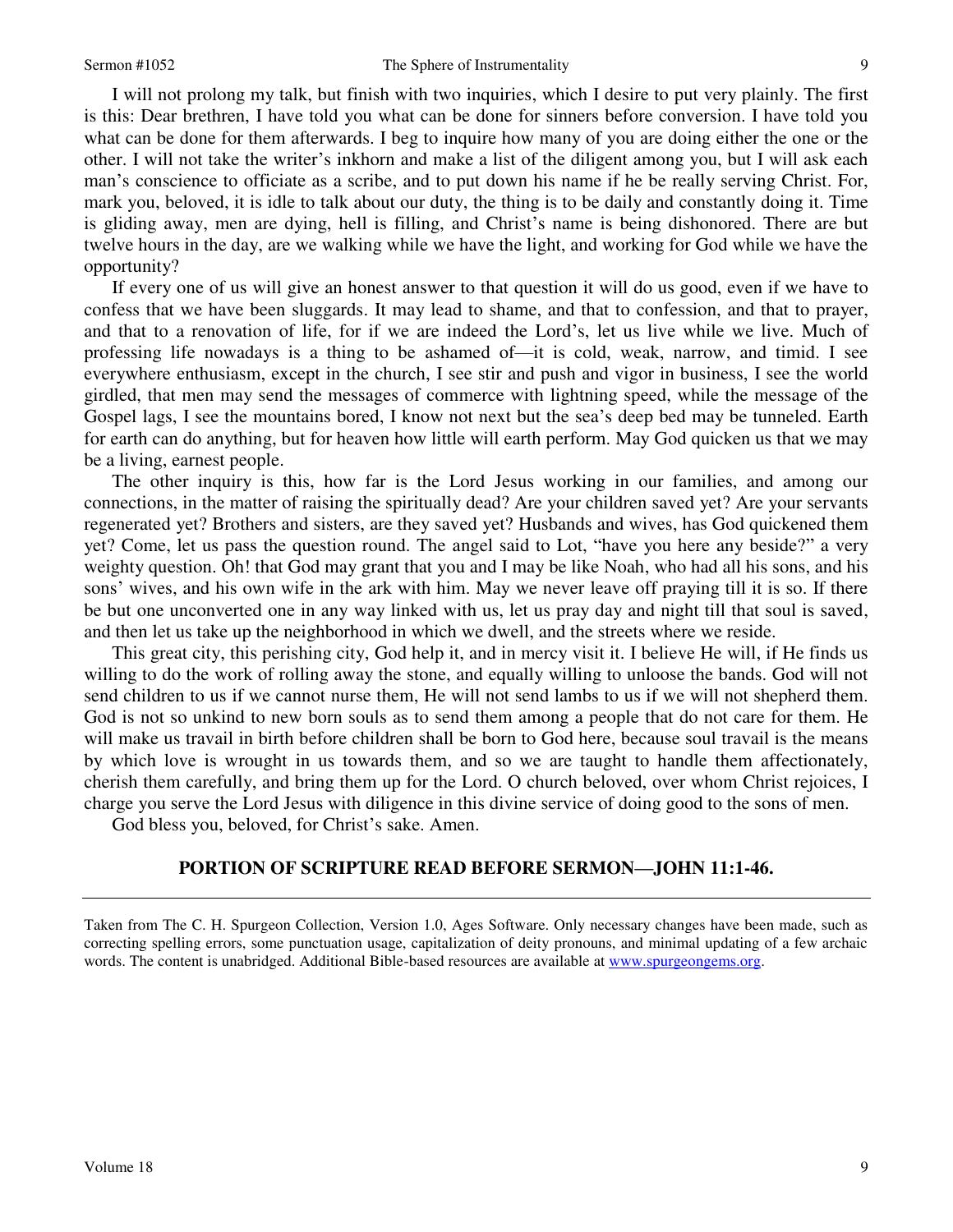I will not prolong my talk, but finish with two inquiries, which I desire to put very plainly. The first is this: Dear brethren, I have told you what can be done for sinners before conversion. I have told you what can be done for them afterwards. I beg to inquire how many of you are doing either the one or the other. I will not take the writer's inkhorn and make a list of the diligent among you, but I will ask each man's conscience to officiate as a scribe, and to put down his name if he be really serving Christ. For, mark you, beloved, it is idle to talk about our duty, the thing is to be daily and constantly doing it. Time is gliding away, men are dying, hell is filling, and Christ's name is being dishonored. There are but twelve hours in the day, are we walking while we have the light, and working for God while we have the opportunity?

If every one of us will give an honest answer to that question it will do us good, even if we have to confess that we have been sluggards. It may lead to shame, and that to confession, and that to prayer, and that to a renovation of life, for if we are indeed the Lord's, let us live while we live. Much of professing life nowadays is a thing to be ashamed of—it is cold, weak, narrow, and timid. I see everywhere enthusiasm, except in the church, I see stir and push and vigor in business, I see the world girdled, that men may send the messages of commerce with lightning speed, while the message of the Gospel lags, I see the mountains bored, I know not next but the sea's deep bed may be tunneled. Earth for earth can do anything, but for heaven how little will earth perform. May God quicken us that we may be a living, earnest people.

The other inquiry is this, how far is the Lord Jesus working in our families, and among our connections, in the matter of raising the spiritually dead? Are your children saved yet? Are your servants regenerated yet? Brothers and sisters, are they saved yet? Husbands and wives, has God quickened them yet? Come, let us pass the question round. The angel said to Lot, "have you here any beside?" a very weighty question. Oh! that God may grant that you and I may be like Noah, who had all his sons, and his sons' wives, and his own wife in the ark with him. May we never leave off praying till it is so. If there be but one unconverted one in any way linked with us, let us pray day and night till that soul is saved, and then let us take up the neighborhood in which we dwell, and the streets where we reside.

This great city, this perishing city, God help it, and in mercy visit it. I believe He will, if He finds us willing to do the work of rolling away the stone, and equally willing to unloose the bands. God will not send children to us if we cannot nurse them, He will not send lambs to us if we will not shepherd them. God is not so unkind to new born souls as to send them among a people that do not care for them. He will make us travail in birth before children shall be born to God here, because soul travail is the means by which love is wrought in us towards them, and so we are taught to handle them affectionately, cherish them carefully, and bring them up for the Lord. O church beloved, over whom Christ rejoices, I charge you serve the Lord Jesus with diligence in this divine service of doing good to the sons of men.

God bless you, beloved, for Christ's sake. Amen.

**PORTION OF SCRIPTURE READ BEFORE SERMON—JOHN 11:1-46.**

---

Taken from The C. H. Spurgeon Collection, Version 1.0, Ages Software. Only necessary changes have been made, such as correcting spelling errors, some punctuation usage, capitalization of deity pronouns, and minimal updating of a few archaic words. The content is unabridged. Additional Bible-based resources are available at www.spurgeongems.org.